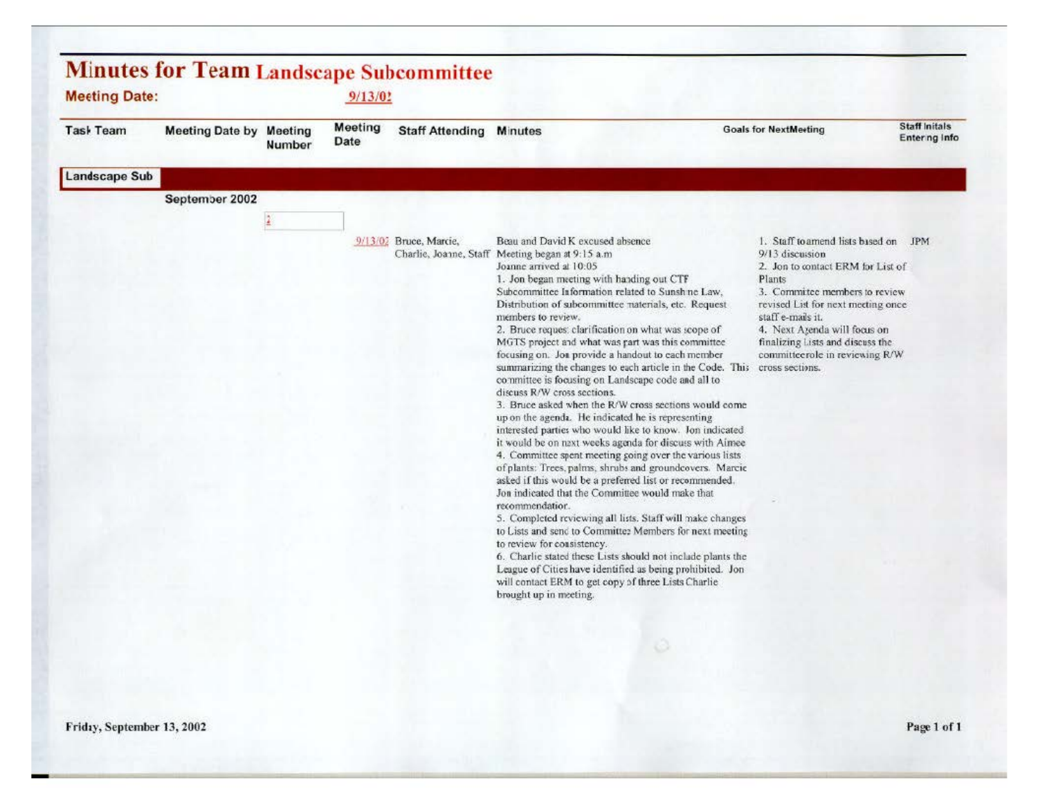# Minutes for Team Landscape Subcommittee

**Meeting Date:** 9/13/02

| Task Team | Meeting Date by | Meeting Number | Meeting Date | Staff Attending | Minutes | Goals for NextMeeting | Staff Initals Entering Info |
|---|---|---|---|---|---|---|---|
| **Landscape Sub** | | | | | | | |
| | September 2002 | | | | | | |
| | | 2 | 9/13/02 | Bruce, Marcie, Charlie, Joanne, Staff | Beau and David K excused absence<br>Meeting began at 9:15 a.m<br>Joanne arrived at 10:05<br>1. Jon began meeting with handing out CTF Subcommittee Information related to Sunshine Law, Distribution of subcommittee materials, etc. Request members to review.<br>2. Bruce request clarification on what was scope of MGTS project and what was part was this committee focusing on. Jon provide a handout to each member summarizing the changes to each article in the Code. This committee is focusing on Landscape code and all to discuss R/W cross sections.<br>3. Bruce asked when the R/W cross sections would come up on the agenda. He indicated he is representing interested parties who would like to know. Jon indicated it would be on next weeks agenda for discuss with Aimee<br>4. Committee spent meeting going over the various lists of plants: Trees, palms, shrubs and groundcovers. Marcie asked if this would be a preferred list or recommended. Jon indicated that the Committee would make that recommendation.<br>5. Completed reviewing all lists. Staff will make changes to Lists and send to Committee Members for next meeting to review for consistency.<br>6. Charlie stated these Lists should not include plants the League of Cities have identified as being prohibited. Jon will contact ERM to get copy of three Lists Charlie brought up in meeting. | 1. Staff to amend lists based on 9/13 discussion<br>2. Jon to contact ERM for List of Plants<br>3. Committee members to review revised List for next meeting once staff e-mails it.<br>4. Next Agenda will focus on finalizing Lists and discuss the committeerole in reviewing R/W cross sections. | JPM |

Friday, September 13, 2002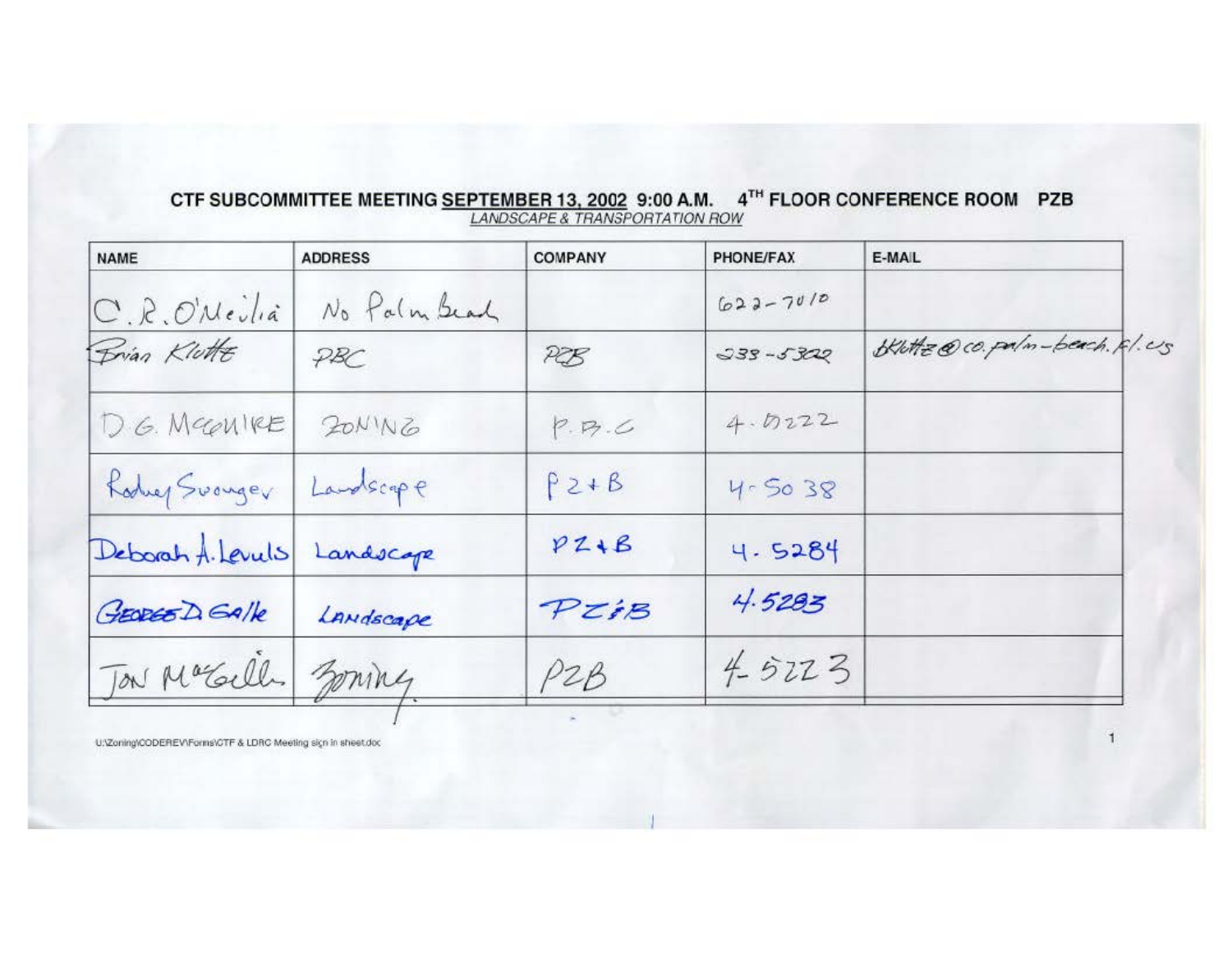**CTF SUBCOMMITTEE MEETING SEPTEMBER 13, 2002 9:00 A.M. 4TH FLOOR CONFERENCE ROOM PZB**

*LANDSCAPE & TRANSPORTATION ROW*

| NAME | ADDRESS | COMPANY | PHONE/FAX | E-MAIL |
|---|---|---|---|---|
| C.R. O'Neilia | No Palm Beach | | 622-7010 | |
| Brian Klotte | PBC | PZB | 233-5322 | bklotte@co.palm-beach.fl.us |
| D.G. McGUIRE | ZONING | P.B.C | 4-5222 | |
| Rodney Swonger | Landscape | PZ+B | 4-5038 | |
| Deborah A. Levulis | Landscape | PZ+B | 4-5284 | |
| GEORGE D. Galle | LANDSCAPE | PZ&B | 4-5283 | |
| Jon MacGillis | Zoning | PZB | 4-5223 | |

U:\Zoning\CODEREV\Forms\CTF & LDRC Meeting sign in sheet.doc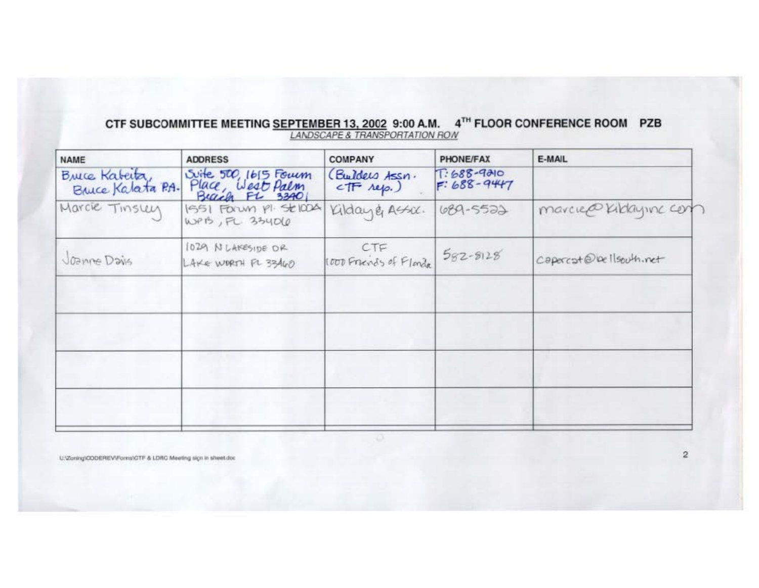**CTF SUBCOMMITTEE MEETING <u>SEPTEMBER 13, 2002</u> 9:00 A.M. 4TH FLOOR CONFERENCE ROOM PZB**

*<u>LANDSCAPE & TRANSPORTATION ROW</u>*

| NAME | ADDRESS | COMPANY | PHONE/FAX | E-MAIL |
|---|---|---|---|---|
| Bruce Kateita, Bruce Kalata P.A. | Suite 500, 1615 Forum Place, West Palm Beach FL 33401 | (Builders Assn. CTF rep.) | T: 688-9210 F: 688-9447 | |
| Marcie Tinsley | 1551 Forum Pl. Ste 100A WPB, FL 33406 | Kilday & Assoc. | 689-5522 | marcie@kildayinc.com |
| Joanne Davis | 1029 N LAKESIDE DR LAKE WORTH FL 33460 | CTF 1000 Friends of Florida | 582-8128 | coperco1@bellsouth.net |
| | | | | |
| | | | | |
| | | | | |
| | | | | |

U:\Zoning\CODEREV\Forms\CTF & LDRC Meeting sign in sheet.doc